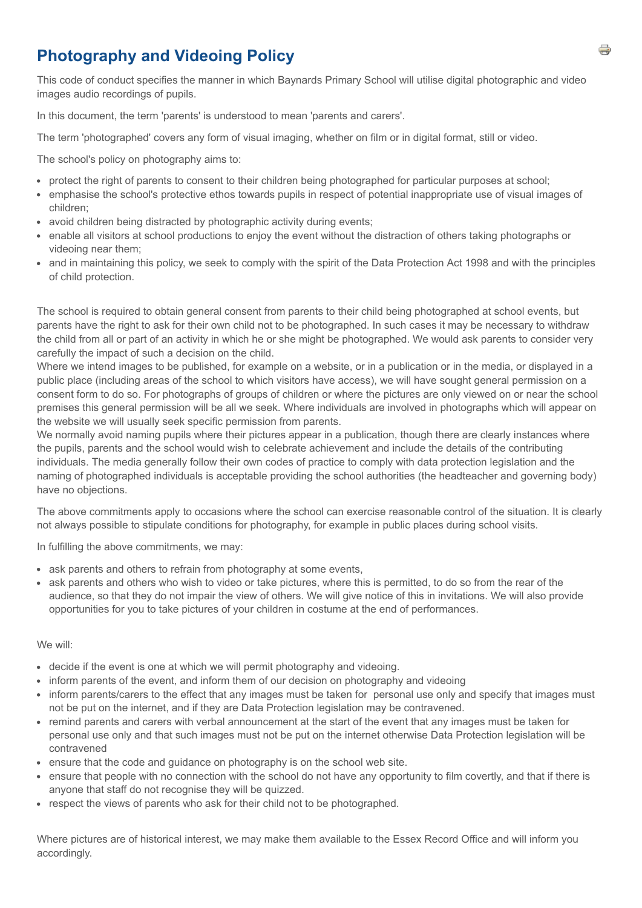# Photography and Videoing Policy

This code of conduct specifies the manner in which Baynards Primary School will utilise digital photographic and video images audio recordings of pupils.

In this document, the term 'parents' is understood to mean 'parents and carers'.

The term 'photographed' covers any form of visual imaging, whether on film or in digital format, still or video.

The school's policy on photography aims to:

- protect the right of parents to consent to their children being photographed for particular purposes at school;
- emphasise the school's protective ethos towards pupils in respect of potential inappropriate use of visual images of children;
- avoid children being distracted by photographic activity during events;
- enable all visitors at school productions to enjoy the event without the distraction of others taking photographs or videoing near them;
- and in maintaining this policy, we seek to comply with the spirit of the Data Protection Act 1998 and with the principles of child protection.

The school is required to obtain general consent from parents to their child being photographed at school events, but parents have the right to ask for their own child not to be photographed. In such cases it may be necessary to withdraw the child from all or part of an activity in which he or she might be photographed. We would ask parents to consider very carefully the impact of such a decision on the child.
Where we intend images to be published, for example on a website, or in a publication or in the media, or displayed in a public place (including areas of the school to which visitors have access), we will have sought general permission on a consent form to do so. For photographs of groups of children or where the pictures are only viewed on or near the school premises this general permission will be all we seek. Where individuals are involved in photographs which will appear on the website we will usually seek specific permission from parents.
We normally avoid naming pupils where their pictures appear in a publication, though there are clearly instances where the pupils, parents and the school would wish to celebrate achievement and include the details of the contributing individuals. The media generally follow their own codes of practice to comply with data protection legislation and the naming of photographed individuals is acceptable providing the school authorities (the headteacher and governing body) have no objections.

The above commitments apply to occasions where the school can exercise reasonable control of the situation. It is clearly not always possible to stipulate conditions for photography, for example in public places during school visits.

In fulfilling the above commitments, we may:

- ask parents and others to refrain from photography at some events,
- ask parents and others who wish to video or take pictures, where this is permitted, to do so from the rear of the audience, so that they do not impair the view of others. We will give notice of this in invitations. We will also provide opportunities for you to take pictures of your children in costume at the end of performances.

We will:

- decide if the event is one at which we will permit photography and videoing.
- inform parents of the event, and inform them of our decision on photography and videoing
- inform parents/carers to the effect that any images must be taken for personal use only and specify that images must not be put on the internet, and if they are Data Protection legislation may be contravened.
- remind parents and carers with verbal announcement at the start of the event that any images must be taken for personal use only and that such images must not be put on the internet otherwise Data Protection legislation will be contravened
- ensure that the code and guidance on photography is on the school web site.
- ensure that people with no connection with the school do not have any opportunity to film covertly, and that if there is anyone that staff do not recognise they will be quizzed.
- respect the views of parents who ask for their child not to be photographed.

Where pictures are of historical interest, we may make them available to the Essex Record Office and will inform you accordingly.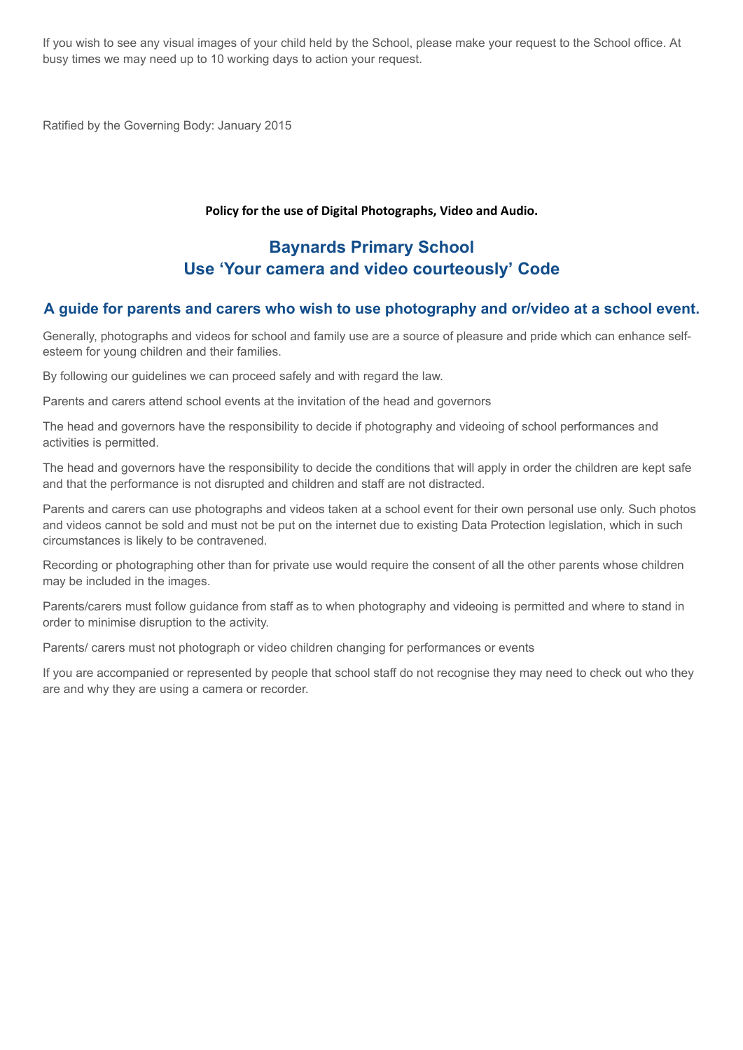If you wish to see any visual images of your child held by the School, please make your request to the School office. At busy times we may need up to 10 working days to action your request.

Ratified by the Governing Body: January 2015

**Policy for the use of Digital Photographs, Video and Audio.**

## Baynards Primary School
## Use 'Your camera and video courteously' Code

### A guide for parents and carers who wish to use photography and or/video at a school event.

Generally, photographs and videos for school and family use are a source of pleasure and pride which can enhance self-esteem for young children and their families.

By following our guidelines we can proceed safely and with regard the law.

Parents and carers attend school events at the invitation of the head and governors

The head and governors have the responsibility to decide if photography and videoing of school performances and activities is permitted.

The head and governors have the responsibility to decide the conditions that will apply in order the children are kept safe and that the performance is not disrupted and children and staff are not distracted.

Parents and carers can use photographs and videos taken at a school event for their own personal use only. Such photos and videos cannot be sold and must not be put on the internet due to existing Data Protection legislation, which in such circumstances is likely to be contravened.

Recording or photographing other than for private use would require the consent of all the other parents whose children may be included in the images.

Parents/carers must follow guidance from staff as to when photography and videoing is permitted and where to stand in order to minimise disruption to the activity.

Parents/ carers must not photograph or video children changing for performances or events

If you are accompanied or represented by people that school staff do not recognise they may need to check out who they are and why they are using a camera or recorder.